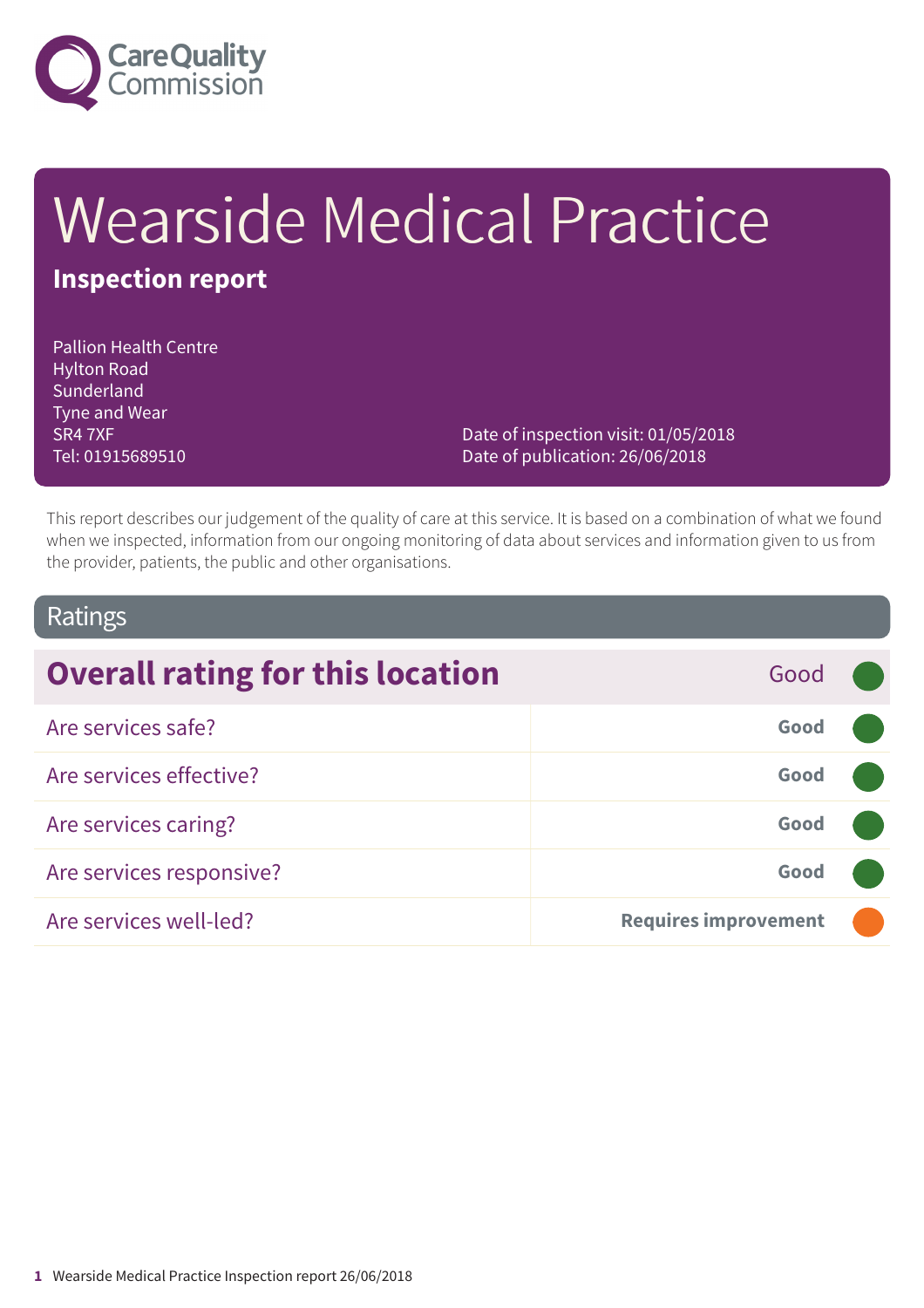# Wearside Medical Practice

## Inspection report

Pallion Health Centre
Hylton Road
Sunderland
Tyne and Wear
SR4 7XF
Tel: 01915689510

Date of inspection visit: 01/05/2018
Date of publication: 26/06/2018

This report describes our judgement of the quality of care at this service. It is based on a combination of what we found when we inspected, information from our ongoing monitoring of data about services and information given to us from the provider, patients, the public and other organisations.

## Ratings

| Overall rating for this location | Good |
|---|---|
| Are services safe? | Good |
| Are services effective? | Good |
| Are services caring? | Good |
| Are services responsive? | Good |
| Are services well-led? | Requires improvement |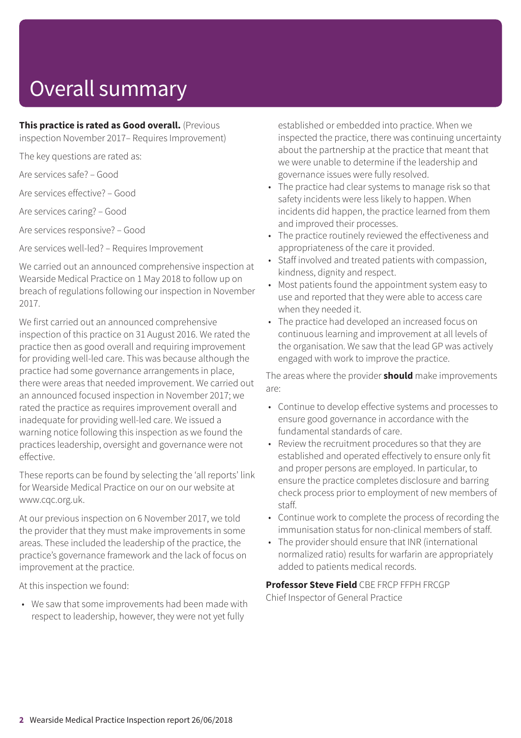# Overall summary

**This practice is rated as Good overall.** (Previous inspection November 2017– Requires Improvement)

The key questions are rated as:

Are services safe? – Good

Are services effective? – Good

Are services caring? – Good

Are services responsive? – Good

Are services well-led? – Requires Improvement

We carried out an announced comprehensive inspection at Wearside Medical Practice on 1 May 2018 to follow up on breach of regulations following our inspection in November 2017.

We first carried out an announced comprehensive inspection of this practice on 31 August 2016. We rated the practice then as good overall and requiring improvement for providing well-led care. This was because although the practice had some governance arrangements in place, there were areas that needed improvement. We carried out an announced focused inspection in November 2017; we rated the practice as requires improvement overall and inadequate for providing well-led care. We issued a warning notice following this inspection as we found the practices leadership, oversight and governance were not effective.

These reports can be found by selecting the 'all reports' link for Wearside Medical Practice on our on our website at www.cqc.org.uk.

At our previous inspection on 6 November 2017, we told the provider that they must make improvements in some areas. These included the leadership of the practice, the practice's governance framework and the lack of focus on improvement at the practice.

At this inspection we found:

- We saw that some improvements had been made with respect to leadership, however, they were not yet fully established or embedded into practice. When we inspected the practice, there was continuing uncertainty about the partnership at the practice that meant that we were unable to determine if the leadership and governance issues were fully resolved.
- The practice had clear systems to manage risk so that safety incidents were less likely to happen. When incidents did happen, the practice learned from them and improved their processes.
- The practice routinely reviewed the effectiveness and appropriateness of the care it provided.
- Staff involved and treated patients with compassion, kindness, dignity and respect.
- Most patients found the appointment system easy to use and reported that they were able to access care when they needed it.
- The practice had developed an increased focus on continuous learning and improvement at all levels of the organisation. We saw that the lead GP was actively engaged with work to improve the practice.

The areas where the provider **should** make improvements are:

- Continue to develop effective systems and processes to ensure good governance in accordance with the fundamental standards of care.
- Review the recruitment procedures so that they are established and operated effectively to ensure only fit and proper persons are employed. In particular, to ensure the practice completes disclosure and barring check process prior to employment of new members of staff.
- Continue work to complete the process of recording the immunisation status for non-clinical members of staff.
- The provider should ensure that INR (international normalized ratio) results for warfarin are appropriately added to patients medical records.

**Professor Steve Field** CBE FRCP FFPH FRCGP
Chief Inspector of General Practice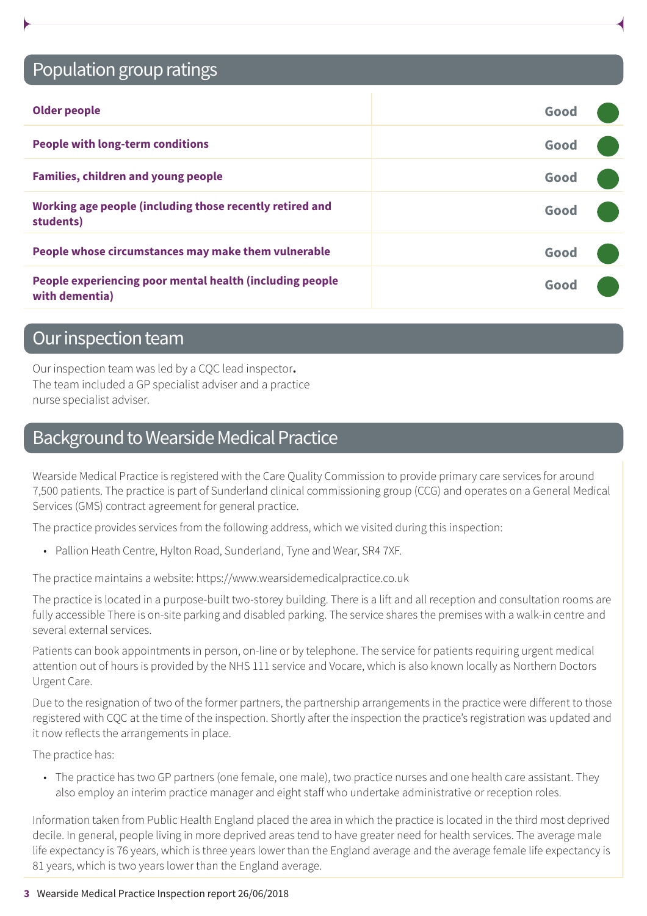## Population group ratings

| | |
|---|---|
| **Older people** | **Good** |
| **People with long-term conditions** | **Good** |
| **Families, children and young people** | **Good** |
| **Working age people (including those recently retired and students)** | **Good** |
| **People whose circumstances may make them vulnerable** | **Good** |
| **People experiencing poor mental health (including people with dementia)** | **Good** |

## Our inspection team

Our inspection team was led by a CQC lead inspector**.** The team included a GP specialist adviser and a practice nurse specialist adviser.

## Background to Wearside Medical Practice

Wearside Medical Practice is registered with the Care Quality Commission to provide primary care services for around 7,500 patients. The practice is part of Sunderland clinical commissioning group (CCG) and operates on a General Medical Services (GMS) contract agreement for general practice.

The practice provides services from the following address, which we visited during this inspection:

- Pallion Heath Centre, Hylton Road, Sunderland, Tyne and Wear, SR4 7XF.

The practice maintains a website: https://www.wearsidemedicalpractice.co.uk

The practice is located in a purpose-built two-storey building. There is a lift and all reception and consultation rooms are fully accessible There is on-site parking and disabled parking. The service shares the premises with a walk-in centre and several external services.

Patients can book appointments in person, on-line or by telephone. The service for patients requiring urgent medical attention out of hours is provided by the NHS 111 service and Vocare, which is also known locally as Northern Doctors Urgent Care.

Due to the resignation of two of the former partners, the partnership arrangements in the practice were different to those registered with CQC at the time of the inspection. Shortly after the inspection the practice's registration was updated and it now reflects the arrangements in place.

The practice has:

- The practice has two GP partners (one female, one male), two practice nurses and one health care assistant. They also employ an interim practice manager and eight staff who undertake administrative or reception roles.

Information taken from Public Health England placed the area in which the practice is located in the third most deprived decile. In general, people living in more deprived areas tend to have greater need for health services. The average male life expectancy is 76 years, which is three years lower than the England average and the average female life expectancy is 81 years, which is two years lower than the England average.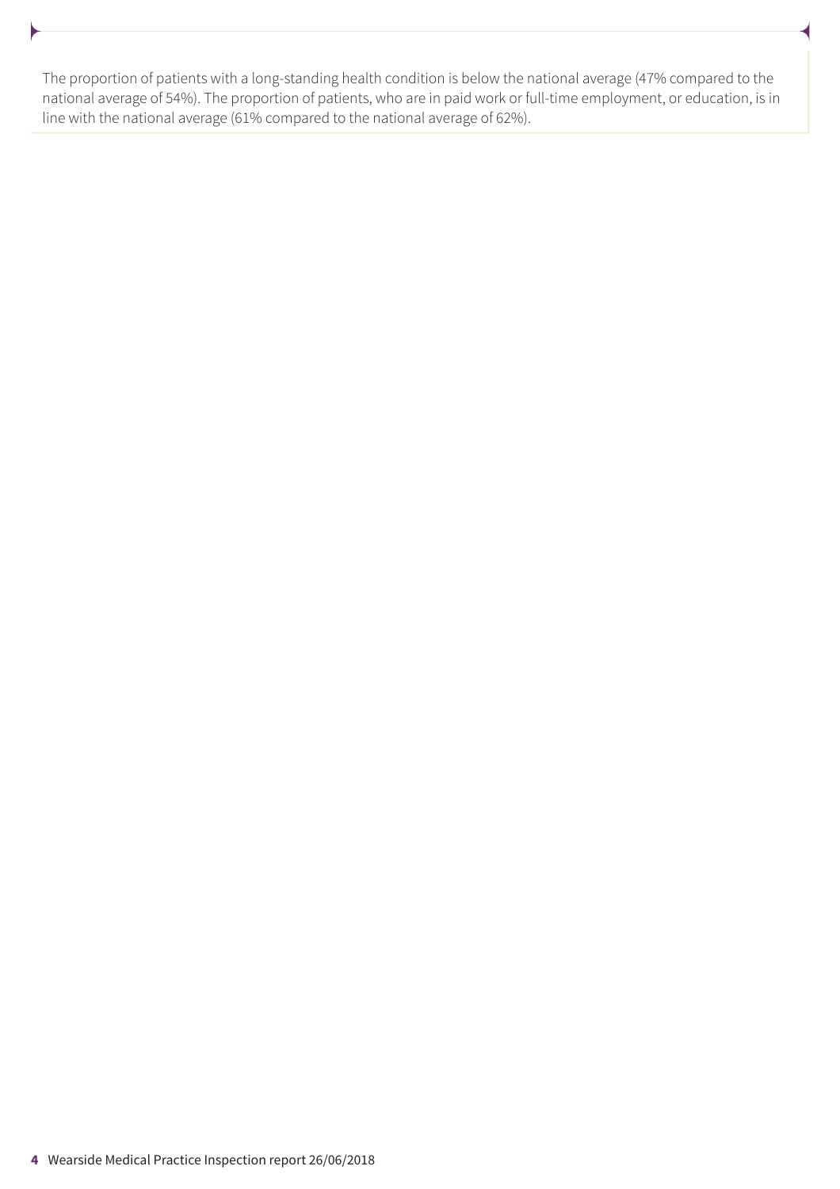The proportion of patients with a long-standing health condition is below the national average (47% compared to the national average of 54%). The proportion of patients, who are in paid work or full-time employment, or education, is in line with the national average (61% compared to the national average of 62%).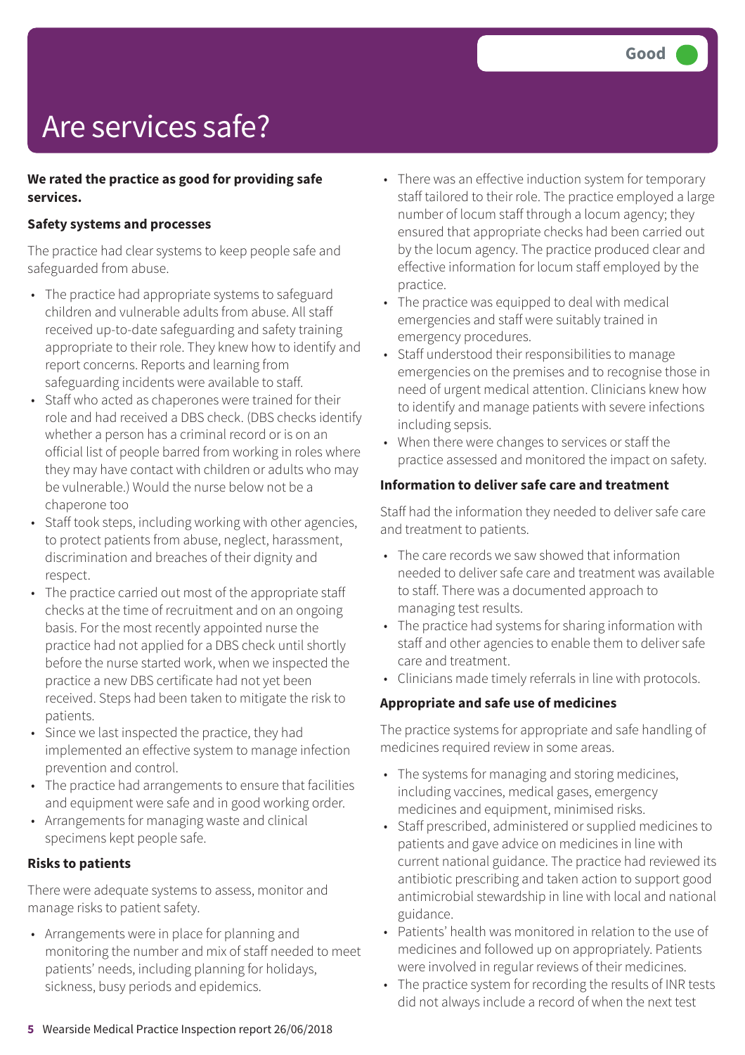Good

# Are services safe?

**We rated the practice as good for providing safe services.**

**Safety systems and processes**

The practice had clear systems to keep people safe and safeguarded from abuse.

- The practice had appropriate systems to safeguard children and vulnerable adults from abuse. All staff received up-to-date safeguarding and safety training appropriate to their role. They knew how to identify and report concerns. Reports and learning from safeguarding incidents were available to staff.
- Staff who acted as chaperones were trained for their role and had received a DBS check. (DBS checks identify whether a person has a criminal record or is on an official list of people barred from working in roles where they may have contact with children or adults who may be vulnerable.) Would the nurse below not be a chaperone too
- Staff took steps, including working with other agencies, to protect patients from abuse, neglect, harassment, discrimination and breaches of their dignity and respect.
- The practice carried out most of the appropriate staff checks at the time of recruitment and on an ongoing basis. For the most recently appointed nurse the practice had not applied for a DBS check until shortly before the nurse started work, when we inspected the practice a new DBS certificate had not yet been received. Steps had been taken to mitigate the risk to patients.
- Since we last inspected the practice, they had implemented an effective system to manage infection prevention and control.
- The practice had arrangements to ensure that facilities and equipment were safe and in good working order.
- Arrangements for managing waste and clinical specimens kept people safe.

**Risks to patients**

There were adequate systems to assess, monitor and manage risks to patient safety.

- Arrangements were in place for planning and monitoring the number and mix of staff needed to meet patients' needs, including planning for holidays, sickness, busy periods and epidemics.
- There was an effective induction system for temporary staff tailored to their role. The practice employed a large number of locum staff through a locum agency; they ensured that appropriate checks had been carried out by the locum agency. The practice produced clear and effective information for locum staff employed by the practice.
- The practice was equipped to deal with medical emergencies and staff were suitably trained in emergency procedures.
- Staff understood their responsibilities to manage emergencies on the premises and to recognise those in need of urgent medical attention. Clinicians knew how to identify and manage patients with severe infections including sepsis.
- When there were changes to services or staff the practice assessed and monitored the impact on safety.

**Information to deliver safe care and treatment**

Staff had the information they needed to deliver safe care and treatment to patients.

- The care records we saw showed that information needed to deliver safe care and treatment was available to staff. There was a documented approach to managing test results.
- The practice had systems for sharing information with staff and other agencies to enable them to deliver safe care and treatment.
- Clinicians made timely referrals in line with protocols.

**Appropriate and safe use of medicines**

The practice systems for appropriate and safe handling of medicines required review in some areas.

- The systems for managing and storing medicines, including vaccines, medical gases, emergency medicines and equipment, minimised risks.
- Staff prescribed, administered or supplied medicines to patients and gave advice on medicines in line with current national guidance. The practice had reviewed its antibiotic prescribing and taken action to support good antimicrobial stewardship in line with local and national guidance.
- Patients' health was monitored in relation to the use of medicines and followed up on appropriately. Patients were involved in regular reviews of their medicines.
- The practice system for recording the results of INR tests did not always include a record of when the next test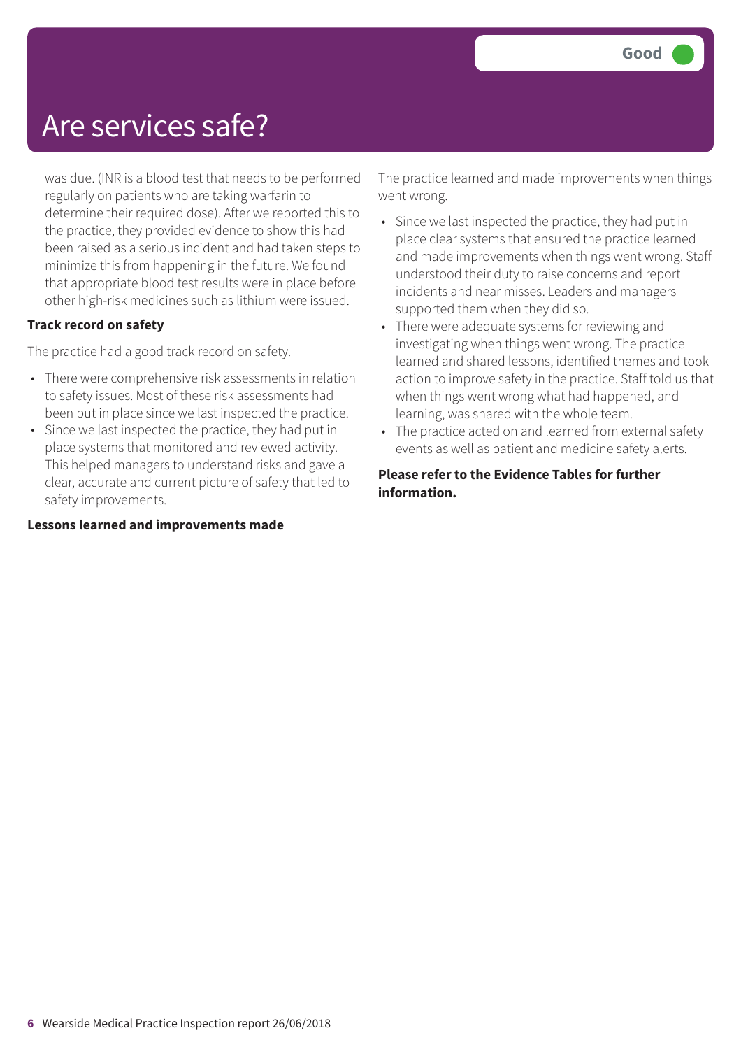# Are services safe?

Good

was due. (INR is a blood test that needs to be performed regularly on patients who are taking warfarin to determine their required dose). After we reported this to the practice, they provided evidence to show this had been raised as a serious incident and had taken steps to minimize this from happening in the future. We found that appropriate blood test results were in place before other high-risk medicines such as lithium were issued.

**Track record on safety**

The practice had a good track record on safety.

- There were comprehensive risk assessments in relation to safety issues. Most of these risk assessments had been put in place since we last inspected the practice.
- Since we last inspected the practice, they had put in place systems that monitored and reviewed activity. This helped managers to understand risks and gave a clear, accurate and current picture of safety that led to safety improvements.

**Lessons learned and improvements made**

The practice learned and made improvements when things went wrong.

- Since we last inspected the practice, they had put in place clear systems that ensured the practice learned and made improvements when things went wrong. Staff understood their duty to raise concerns and report incidents and near misses. Leaders and managers supported them when they did so.
- There were adequate systems for reviewing and investigating when things went wrong. The practice learned and shared lessons, identified themes and took action to improve safety in the practice. Staff told us that when things went wrong what had happened, and learning, was shared with the whole team.
- The practice acted on and learned from external safety events as well as patient and medicine safety alerts.

**Please refer to the Evidence Tables for further information.**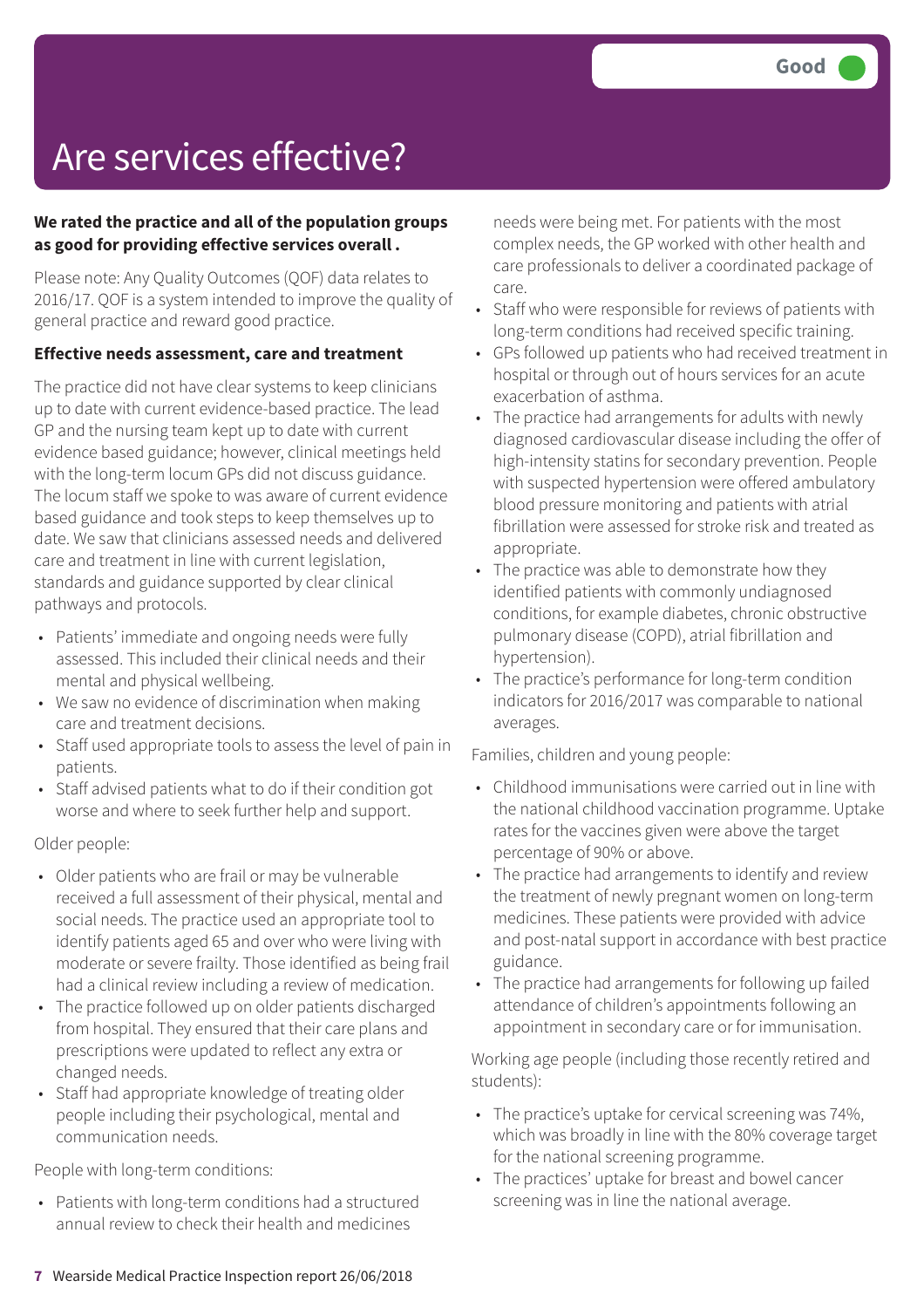# Are services effective?

Good

**We rated the practice and all of the population groups as good for providing effective services overall .**

Please note: Any Quality Outcomes (QOF) data relates to 2016/17. QOF is a system intended to improve the quality of general practice and reward good practice.

### Effective needs assessment, care and treatment

The practice did not have clear systems to keep clinicians up to date with current evidence-based practice. The lead GP and the nursing team kept up to date with current evidence based guidance; however, clinical meetings held with the long-term locum GPs did not discuss guidance. The locum staff we spoke to was aware of current evidence based guidance and took steps to keep themselves up to date. We saw that clinicians assessed needs and delivered care and treatment in line with current legislation, standards and guidance supported by clear clinical pathways and protocols.

- Patients' immediate and ongoing needs were fully assessed. This included their clinical needs and their mental and physical wellbeing.
- We saw no evidence of discrimination when making care and treatment decisions.
- Staff used appropriate tools to assess the level of pain in patients.
- Staff advised patients what to do if their condition got worse and where to seek further help and support.

Older people:

- Older patients who are frail or may be vulnerable received a full assessment of their physical, mental and social needs. The practice used an appropriate tool to identify patients aged 65 and over who were living with moderate or severe frailty. Those identified as being frail had a clinical review including a review of medication.
- The practice followed up on older patients discharged from hospital. They ensured that their care plans and prescriptions were updated to reflect any extra or changed needs.
- Staff had appropriate knowledge of treating older people including their psychological, mental and communication needs.

People with long-term conditions:

- Patients with long-term conditions had a structured annual review to check their health and medicines needs were being met. For patients with the most complex needs, the GP worked with other health and care professionals to deliver a coordinated package of care.
- Staff who were responsible for reviews of patients with long-term conditions had received specific training.
- GPs followed up patients who had received treatment in hospital or through out of hours services for an acute exacerbation of asthma.
- The practice had arrangements for adults with newly diagnosed cardiovascular disease including the offer of high-intensity statins for secondary prevention. People with suspected hypertension were offered ambulatory blood pressure monitoring and patients with atrial fibrillation were assessed for stroke risk and treated as appropriate.
- The practice was able to demonstrate how they identified patients with commonly undiagnosed conditions, for example diabetes, chronic obstructive pulmonary disease (COPD), atrial fibrillation and hypertension).
- The practice's performance for long-term condition indicators for 2016/2017 was comparable to national averages.

Families, children and young people:

- Childhood immunisations were carried out in line with the national childhood vaccination programme. Uptake rates for the vaccines given were above the target percentage of 90% or above.
- The practice had arrangements to identify and review the treatment of newly pregnant women on long-term medicines. These patients were provided with advice and post-natal support in accordance with best practice guidance.
- The practice had arrangements for following up failed attendance of children's appointments following an appointment in secondary care or for immunisation.

Working age people (including those recently retired and students):

- The practice's uptake for cervical screening was 74%, which was broadly in line with the 80% coverage target for the national screening programme.
- The practices' uptake for breast and bowel cancer screening was in line the national average.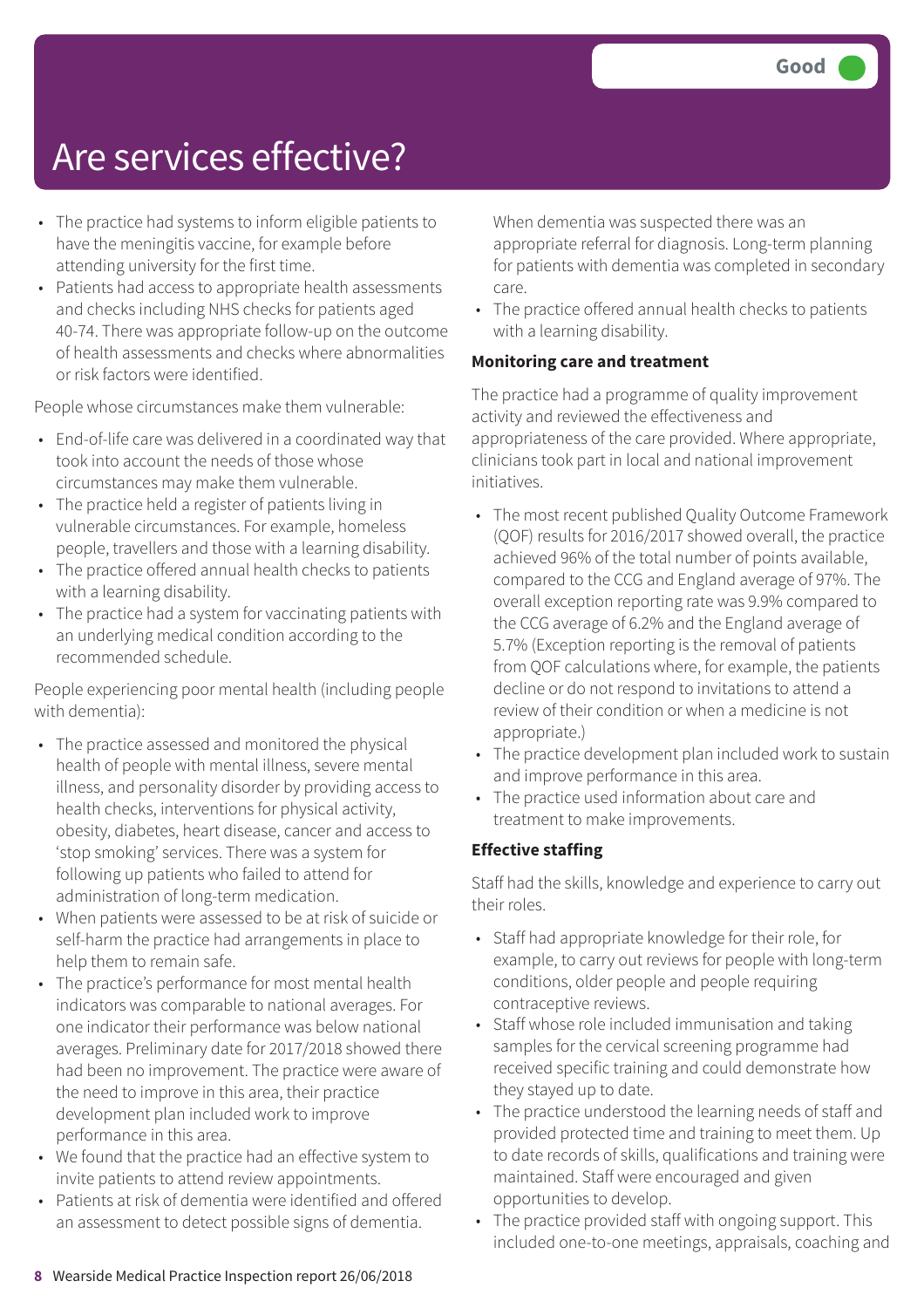Good

# Are services effective?

- The practice had systems to inform eligible patients to have the meningitis vaccine, for example before attending university for the first time.
- Patients had access to appropriate health assessments and checks including NHS checks for patients aged 40-74. There was appropriate follow-up on the outcome of health assessments and checks where abnormalities or risk factors were identified.

People whose circumstances make them vulnerable:

- End-of-life care was delivered in a coordinated way that took into account the needs of those whose circumstances may make them vulnerable.
- The practice held a register of patients living in vulnerable circumstances. For example, homeless people, travellers and those with a learning disability.
- The practice offered annual health checks to patients with a learning disability.
- The practice had a system for vaccinating patients with an underlying medical condition according to the recommended schedule.

People experiencing poor mental health (including people with dementia):

- The practice assessed and monitored the physical health of people with mental illness, severe mental illness, and personality disorder by providing access to health checks, interventions for physical activity, obesity, diabetes, heart disease, cancer and access to 'stop smoking' services. There was a system for following up patients who failed to attend for administration of long-term medication.
- When patients were assessed to be at risk of suicide or self-harm the practice had arrangements in place to help them to remain safe.
- The practice's performance for most mental health indicators was comparable to national averages. For one indicator their performance was below national averages. Preliminary date for 2017/2018 showed there had been no improvement. The practice were aware of the need to improve in this area, their practice development plan included work to improve performance in this area.
- We found that the practice had an effective system to invite patients to attend review appointments.
- Patients at risk of dementia were identified and offered an assessment to detect possible signs of dementia. When dementia was suspected there was an appropriate referral for diagnosis. Long-term planning for patients with dementia was completed in secondary care.
- The practice offered annual health checks to patients with a learning disability.

**Monitoring care and treatment**

The practice had a programme of quality improvement activity and reviewed the effectiveness and appropriateness of the care provided. Where appropriate, clinicians took part in local and national improvement initiatives.

- The most recent published Quality Outcome Framework (QOF) results for 2016/2017 showed overall, the practice achieved 96% of the total number of points available, compared to the CCG and England average of 97%. The overall exception reporting rate was 9.9% compared to the CCG average of 6.2% and the England average of 5.7% (Exception reporting is the removal of patients from QOF calculations where, for example, the patients decline or do not respond to invitations to attend a review of their condition or when a medicine is not appropriate.)
- The practice development plan included work to sustain and improve performance in this area.
- The practice used information about care and treatment to make improvements.

**Effective staffing**

Staff had the skills, knowledge and experience to carry out their roles.

- Staff had appropriate knowledge for their role, for example, to carry out reviews for people with long-term conditions, older people and people requiring contraceptive reviews.
- Staff whose role included immunisation and taking samples for the cervical screening programme had received specific training and could demonstrate how they stayed up to date.
- The practice understood the learning needs of staff and provided protected time and training to meet them. Up to date records of skills, qualifications and training were maintained. Staff were encouraged and given opportunities to develop.
- The practice provided staff with ongoing support. This included one-to-one meetings, appraisals, coaching and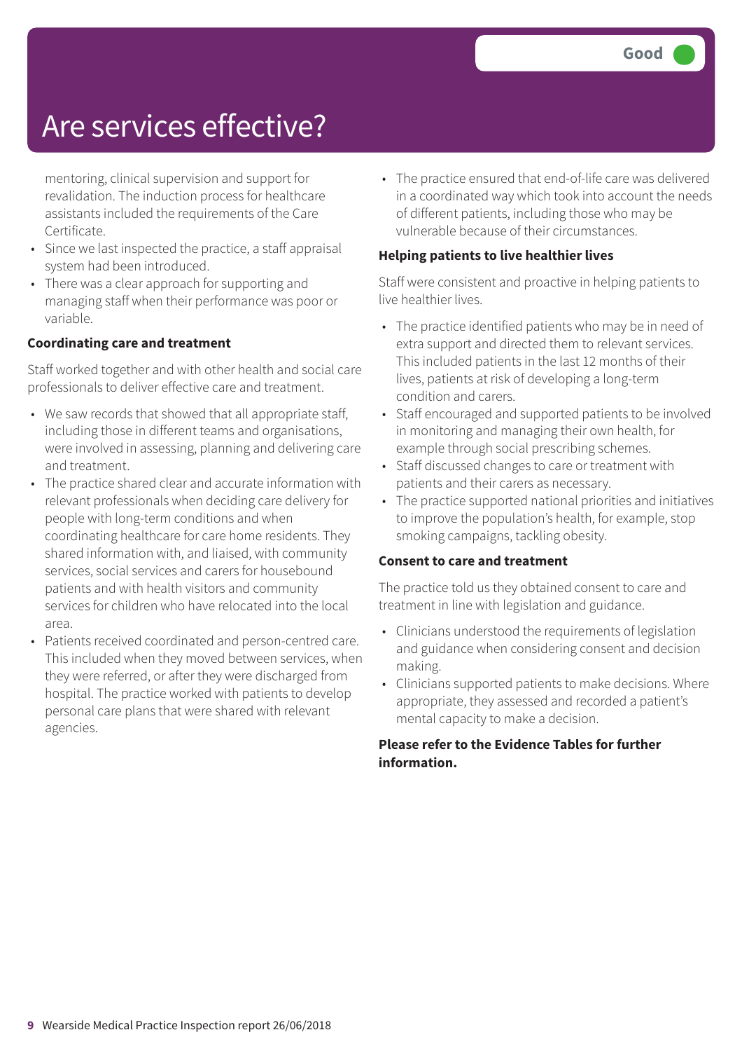# Are services effective?

Good

- mentoring, clinical supervision and support for revalidation. The induction process for healthcare assistants included the requirements of the Care Certificate.
- Since we last inspected the practice, a staff appraisal system had been introduced.
- There was a clear approach for supporting and managing staff when their performance was poor or variable.

**Coordinating care and treatment**

Staff worked together and with other health and social care professionals to deliver effective care and treatment.

- We saw records that showed that all appropriate staff, including those in different teams and organisations, were involved in assessing, planning and delivering care and treatment.
- The practice shared clear and accurate information with relevant professionals when deciding care delivery for people with long-term conditions and when coordinating healthcare for care home residents. They shared information with, and liaised, with community services, social services and carers for housebound patients and with health visitors and community services for children who have relocated into the local area.
- Patients received coordinated and person-centred care. This included when they moved between services, when they were referred, or after they were discharged from hospital. The practice worked with patients to develop personal care plans that were shared with relevant agencies.
- The practice ensured that end-of-life care was delivered in a coordinated way which took into account the needs of different patients, including those who may be vulnerable because of their circumstances.

**Helping patients to live healthier lives**

Staff were consistent and proactive in helping patients to live healthier lives.

- The practice identified patients who may be in need of extra support and directed them to relevant services. This included patients in the last 12 months of their lives, patients at risk of developing a long-term condition and carers.
- Staff encouraged and supported patients to be involved in monitoring and managing their own health, for example through social prescribing schemes.
- Staff discussed changes to care or treatment with patients and their carers as necessary.
- The practice supported national priorities and initiatives to improve the population's health, for example, stop smoking campaigns, tackling obesity.

**Consent to care and treatment**

The practice told us they obtained consent to care and treatment in line with legislation and guidance.

- Clinicians understood the requirements of legislation and guidance when considering consent and decision making.
- Clinicians supported patients to make decisions. Where appropriate, they assessed and recorded a patient's mental capacity to make a decision.

**Please refer to the Evidence Tables for further information.**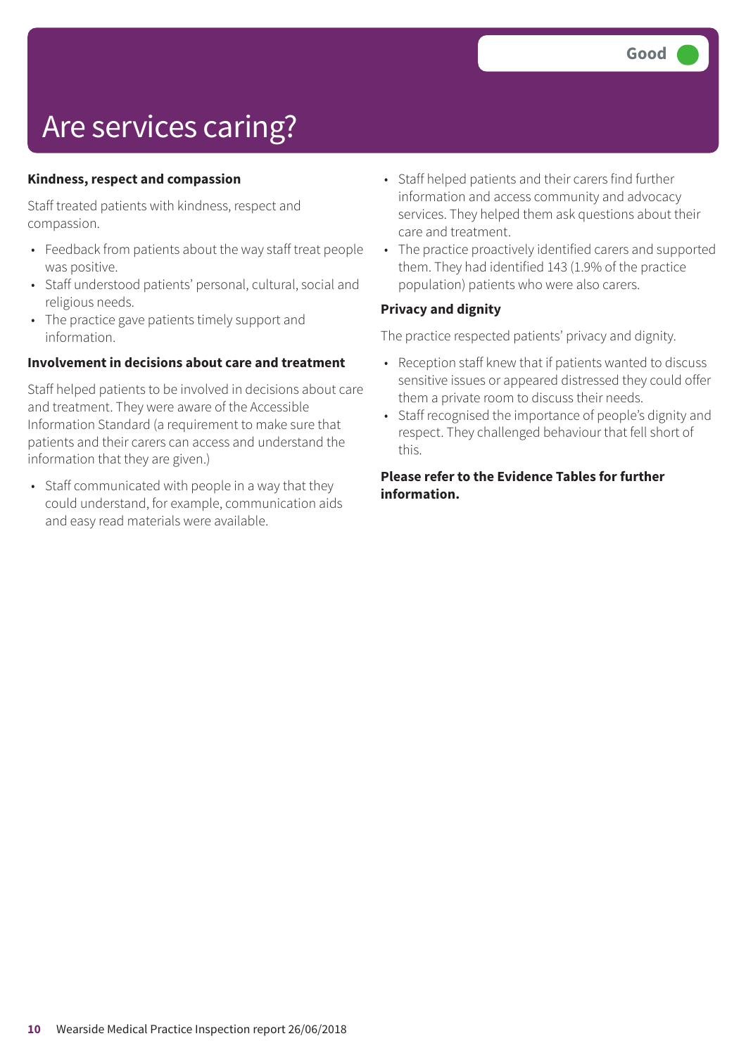# Are services caring?

**Good**

### Kindness, respect and compassion

Staff treated patients with kindness, respect and compassion.

- Feedback from patients about the way staff treat people was positive.
- Staff understood patients' personal, cultural, social and religious needs.
- The practice gave patients timely support and information.

### Involvement in decisions about care and treatment

Staff helped patients to be involved in decisions about care and treatment. They were aware of the Accessible Information Standard (a requirement to make sure that patients and their carers can access and understand the information that they are given.)

- Staff communicated with people in a way that they could understand, for example, communication aids and easy read materials were available.
- Staff helped patients and their carers find further information and access community and advocacy services. They helped them ask questions about their care and treatment.
- The practice proactively identified carers and supported them. They had identified 143 (1.9% of the practice population) patients who were also carers.

### Privacy and dignity

The practice respected patients' privacy and dignity.

- Reception staff knew that if patients wanted to discuss sensitive issues or appeared distressed they could offer them a private room to discuss their needs.
- Staff recognised the importance of people's dignity and respect. They challenged behaviour that fell short of this.

**Please refer to the Evidence Tables for further information.**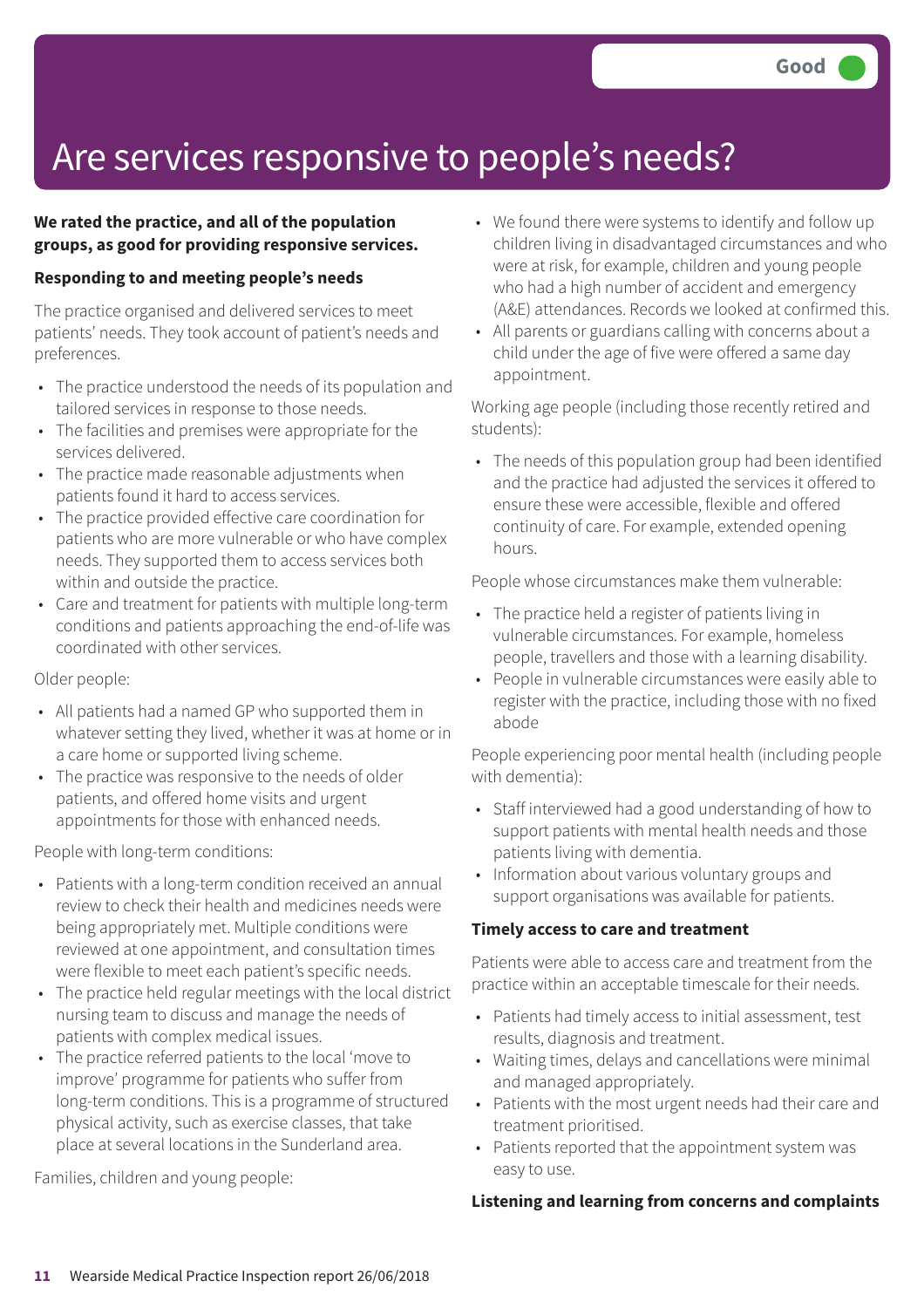Good

# Are services responsive to people's needs?

**We rated the practice, and all of the population groups, as good for providing responsive services.**

**Responding to and meeting people's needs**

The practice organised and delivered services to meet patients' needs. They took account of patient's needs and preferences.

- The practice understood the needs of its population and tailored services in response to those needs.
- The facilities and premises were appropriate for the services delivered.
- The practice made reasonable adjustments when patients found it hard to access services.
- The practice provided effective care coordination for patients who are more vulnerable or who have complex needs. They supported them to access services both within and outside the practice.
- Care and treatment for patients with multiple long-term conditions and patients approaching the end-of-life was coordinated with other services.

Older people:

- All patients had a named GP who supported them in whatever setting they lived, whether it was at home or in a care home or supported living scheme.
- The practice was responsive to the needs of older patients, and offered home visits and urgent appointments for those with enhanced needs.

People with long-term conditions:

- Patients with a long-term condition received an annual review to check their health and medicines needs were being appropriately met. Multiple conditions were reviewed at one appointment, and consultation times were flexible to meet each patient's specific needs.
- The practice held regular meetings with the local district nursing team to discuss and manage the needs of patients with complex medical issues.
- The practice referred patients to the local 'move to improve' programme for patients who suffer from long-term conditions. This is a programme of structured physical activity, such as exercise classes, that take place at several locations in the Sunderland area.

Families, children and young people:

- We found there were systems to identify and follow up children living in disadvantaged circumstances and who were at risk, for example, children and young people who had a high number of accident and emergency (A&E) attendances. Records we looked at confirmed this.
- All parents or guardians calling with concerns about a child under the age of five were offered a same day appointment.

Working age people (including those recently retired and students):

- The needs of this population group had been identified and the practice had adjusted the services it offered to ensure these were accessible, flexible and offered continuity of care. For example, extended opening hours.

People whose circumstances make them vulnerable:

- The practice held a register of patients living in vulnerable circumstances. For example, homeless people, travellers and those with a learning disability.
- People in vulnerable circumstances were easily able to register with the practice, including those with no fixed abode

People experiencing poor mental health (including people with dementia):

- Staff interviewed had a good understanding of how to support patients with mental health needs and those patients living with dementia.
- Information about various voluntary groups and support organisations was available for patients.

**Timely access to care and treatment**

Patients were able to access care and treatment from the practice within an acceptable timescale for their needs.

- Patients had timely access to initial assessment, test results, diagnosis and treatment.
- Waiting times, delays and cancellations were minimal and managed appropriately.
- Patients with the most urgent needs had their care and treatment prioritised.
- Patients reported that the appointment system was easy to use.

**Listening and learning from concerns and complaints**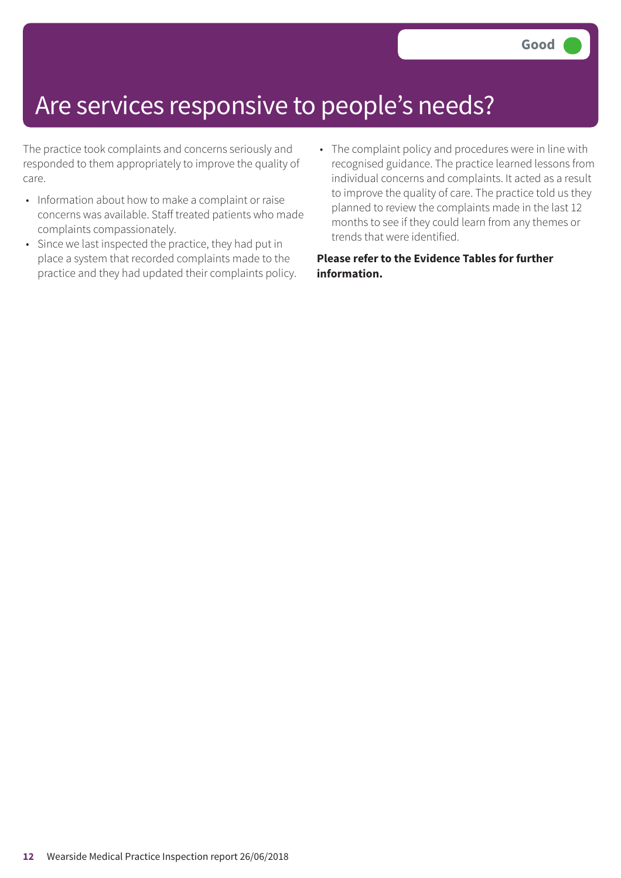Good

# Are services responsive to people's needs?

The practice took complaints and concerns seriously and responded to them appropriately to improve the quality of care.

- Information about how to make a complaint or raise concerns was available. Staff treated patients who made complaints compassionately.
- Since we last inspected the practice, they had put in place a system that recorded complaints made to the practice and they had updated their complaints policy.
- The complaint policy and procedures were in line with recognised guidance. The practice learned lessons from individual concerns and complaints. It acted as a result to improve the quality of care. The practice told us they planned to review the complaints made in the last 12 months to see if they could learn from any themes or trends that were identified.

**Please refer to the Evidence Tables for further information.**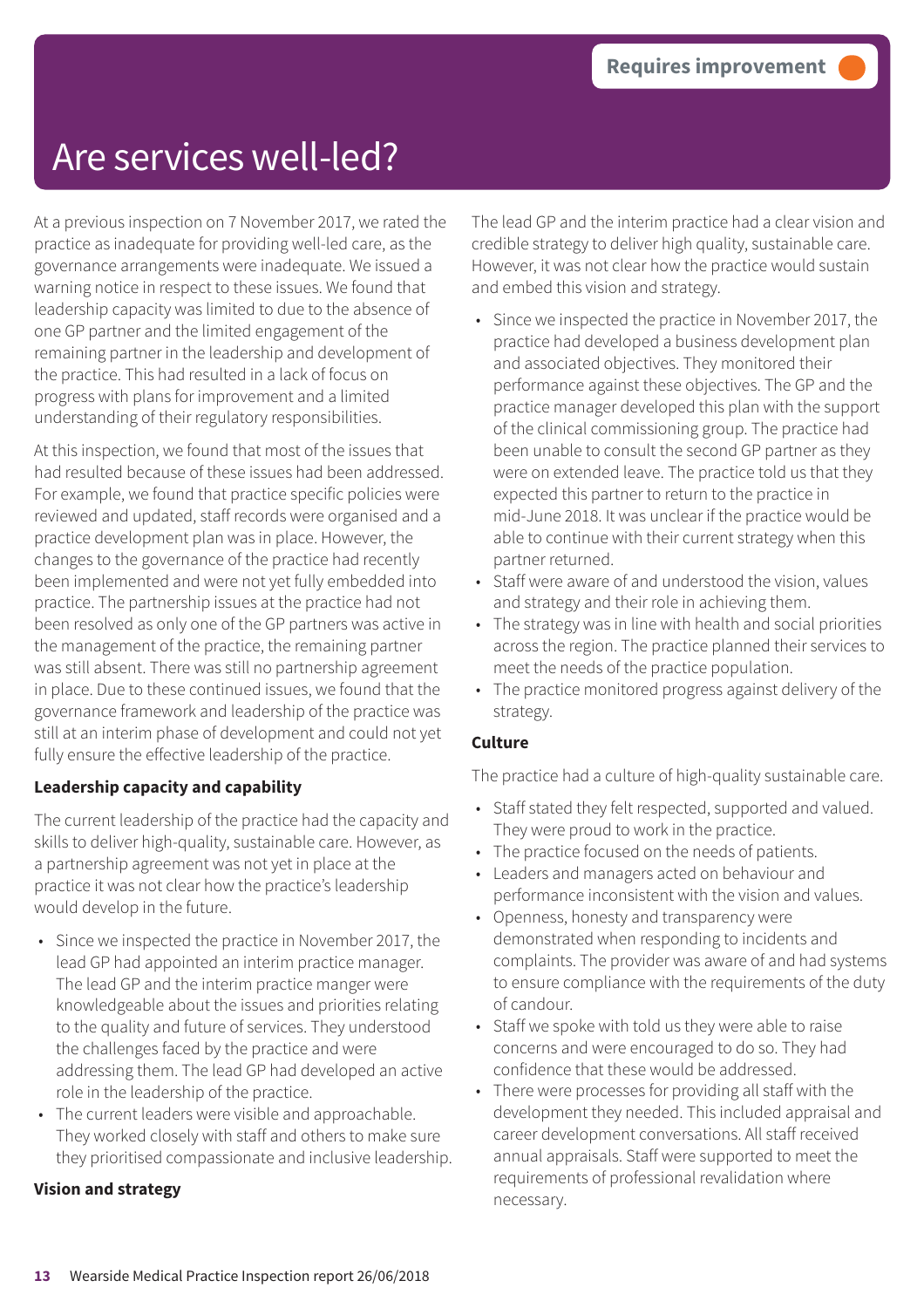Requires improvement

# Are services well-led?

At a previous inspection on 7 November 2017, we rated the practice as inadequate for providing well-led care, as the governance arrangements were inadequate. We issued a warning notice in respect to these issues. We found that leadership capacity was limited to due to the absence of one GP partner and the limited engagement of the remaining partner in the leadership and development of the practice. This had resulted in a lack of focus on progress with plans for improvement and a limited understanding of their regulatory responsibilities.

At this inspection, we found that most of the issues that had resulted because of these issues had been addressed. For example, we found that practice specific policies were reviewed and updated, staff records were organised and a practice development plan was in place. However, the changes to the governance of the practice had recently been implemented and were not yet fully embedded into practice. The partnership issues at the practice had not been resolved as only one of the GP partners was active in the management of the practice, the remaining partner was still absent. There was still no partnership agreement in place. Due to these continued issues, we found that the governance framework and leadership of the practice was still at an interim phase of development and could not yet fully ensure the effective leadership of the practice.

**Leadership capacity and capability**

The current leadership of the practice had the capacity and skills to deliver high-quality, sustainable care. However, as a partnership agreement was not yet in place at the practice it was not clear how the practice's leadership would develop in the future.

- Since we inspected the practice in November 2017, the lead GP had appointed an interim practice manager. The lead GP and the interim practice manger were knowledgeable about the issues and priorities relating to the quality and future of services. They understood the challenges faced by the practice and were addressing them. The lead GP had developed an active role in the leadership of the practice.
- The current leaders were visible and approachable. They worked closely with staff and others to make sure they prioritised compassionate and inclusive leadership.

**Vision and strategy**

The lead GP and the interim practice had a clear vision and credible strategy to deliver high quality, sustainable care. However, it was not clear how the practice would sustain and embed this vision and strategy.

- Since we inspected the practice in November 2017, the practice had developed a business development plan and associated objectives. They monitored their performance against these objectives. The GP and the practice manager developed this plan with the support of the clinical commissioning group. The practice had been unable to consult the second GP partner as they were on extended leave. The practice told us that they expected this partner to return to the practice in mid-June 2018. It was unclear if the practice would be able to continue with their current strategy when this partner returned.
- Staff were aware of and understood the vision, values and strategy and their role in achieving them.
- The strategy was in line with health and social priorities across the region. The practice planned their services to meet the needs of the practice population.
- The practice monitored progress against delivery of the strategy.

**Culture**

The practice had a culture of high-quality sustainable care.

- Staff stated they felt respected, supported and valued. They were proud to work in the practice.
- The practice focused on the needs of patients.
- Leaders and managers acted on behaviour and performance inconsistent with the vision and values.
- Openness, honesty and transparency were demonstrated when responding to incidents and complaints. The provider was aware of and had systems to ensure compliance with the requirements of the duty of candour.
- Staff we spoke with told us they were able to raise concerns and were encouraged to do so. They had confidence that these would be addressed.
- There were processes for providing all staff with the development they needed. This included appraisal and career development conversations. All staff received annual appraisals. Staff were supported to meet the requirements of professional revalidation where necessary.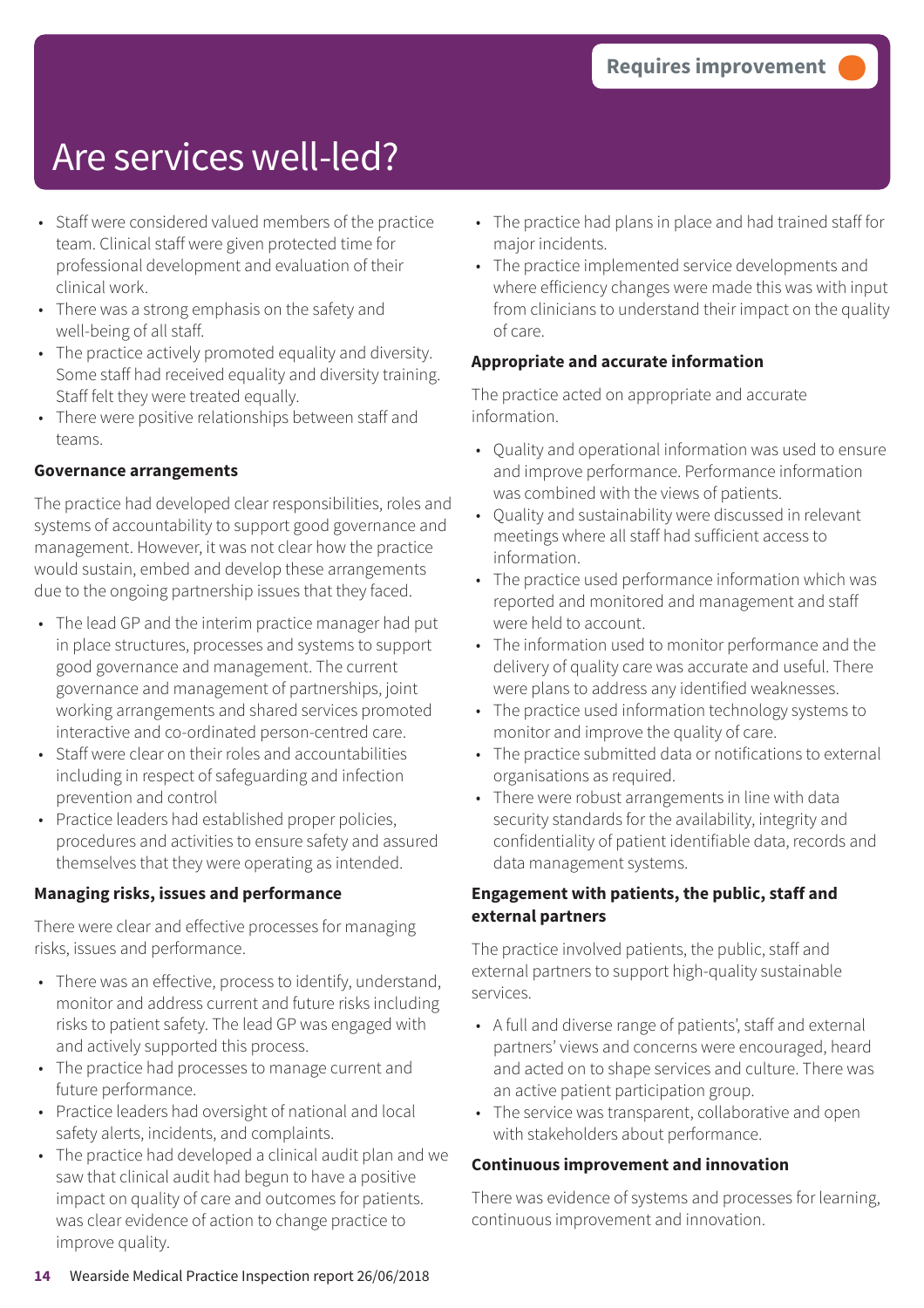Requires improvement

# Are services well-led?

- Staff were considered valued members of the practice team. Clinical staff were given protected time for professional development and evaluation of their clinical work.
- There was a strong emphasis on the safety and well-being of all staff.
- The practice actively promoted equality and diversity. Some staff had received equality and diversity training. Staff felt they were treated equally.
- There were positive relationships between staff and teams.

**Governance arrangements**

The practice had developed clear responsibilities, roles and systems of accountability to support good governance and management. However, it was not clear how the practice would sustain, embed and develop these arrangements due to the ongoing partnership issues that they faced.

- The lead GP and the interim practice manager had put in place structures, processes and systems to support good governance and management. The current governance and management of partnerships, joint working arrangements and shared services promoted interactive and co-ordinated person-centred care.
- Staff were clear on their roles and accountabilities including in respect of safeguarding and infection prevention and control
- Practice leaders had established proper policies, procedures and activities to ensure safety and assured themselves that they were operating as intended.

**Managing risks, issues and performance**

There were clear and effective processes for managing risks, issues and performance.

- There was an effective, process to identify, understand, monitor and address current and future risks including risks to patient safety. The lead GP was engaged with and actively supported this process.
- The practice had processes to manage current and future performance.
- Practice leaders had oversight of national and local safety alerts, incidents, and complaints.
- The practice had developed a clinical audit plan and we saw that clinical audit had begun to have a positive impact on quality of care and outcomes for patients. was clear evidence of action to change practice to improve quality.
- The practice had plans in place and had trained staff for major incidents.
- The practice implemented service developments and where efficiency changes were made this was with input from clinicians to understand their impact on the quality of care.

**Appropriate and accurate information**

The practice acted on appropriate and accurate information.

- Quality and operational information was used to ensure and improve performance. Performance information was combined with the views of patients.
- Quality and sustainability were discussed in relevant meetings where all staff had sufficient access to information.
- The practice used performance information which was reported and monitored and management and staff were held to account.
- The information used to monitor performance and the delivery of quality care was accurate and useful. There were plans to address any identified weaknesses.
- The practice used information technology systems to monitor and improve the quality of care.
- The practice submitted data or notifications to external organisations as required.
- There were robust arrangements in line with data security standards for the availability, integrity and confidentiality of patient identifiable data, records and data management systems.

**Engagement with patients, the public, staff and external partners**

The practice involved patients, the public, staff and external partners to support high-quality sustainable services.

- A full and diverse range of patients', staff and external partners' views and concerns were encouraged, heard and acted on to shape services and culture. There was an active patient participation group.
- The service was transparent, collaborative and open with stakeholders about performance.

**Continuous improvement and innovation**

There was evidence of systems and processes for learning, continuous improvement and innovation.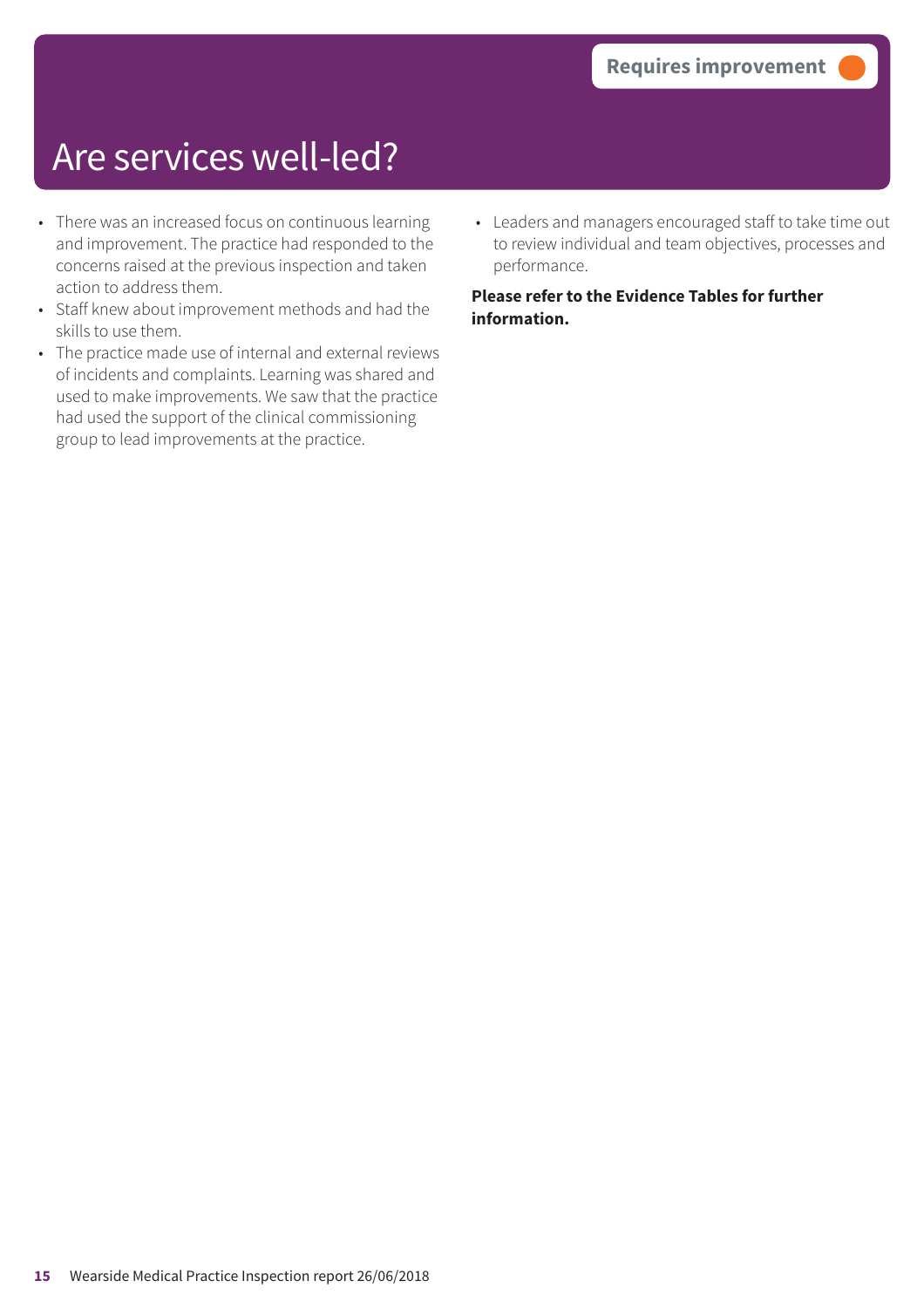Requires improvement

# Are services well-led?

- There was an increased focus on continuous learning and improvement. The practice had responded to the concerns raised at the previous inspection and taken action to address them.
- Staff knew about improvement methods and had the skills to use them.
- The practice made use of internal and external reviews of incidents and complaints. Learning was shared and used to make improvements. We saw that the practice had used the support of the clinical commissioning group to lead improvements at the practice.
- Leaders and managers encouraged staff to take time out to review individual and team objectives, processes and performance.

**Please refer to the Evidence Tables for further information.**